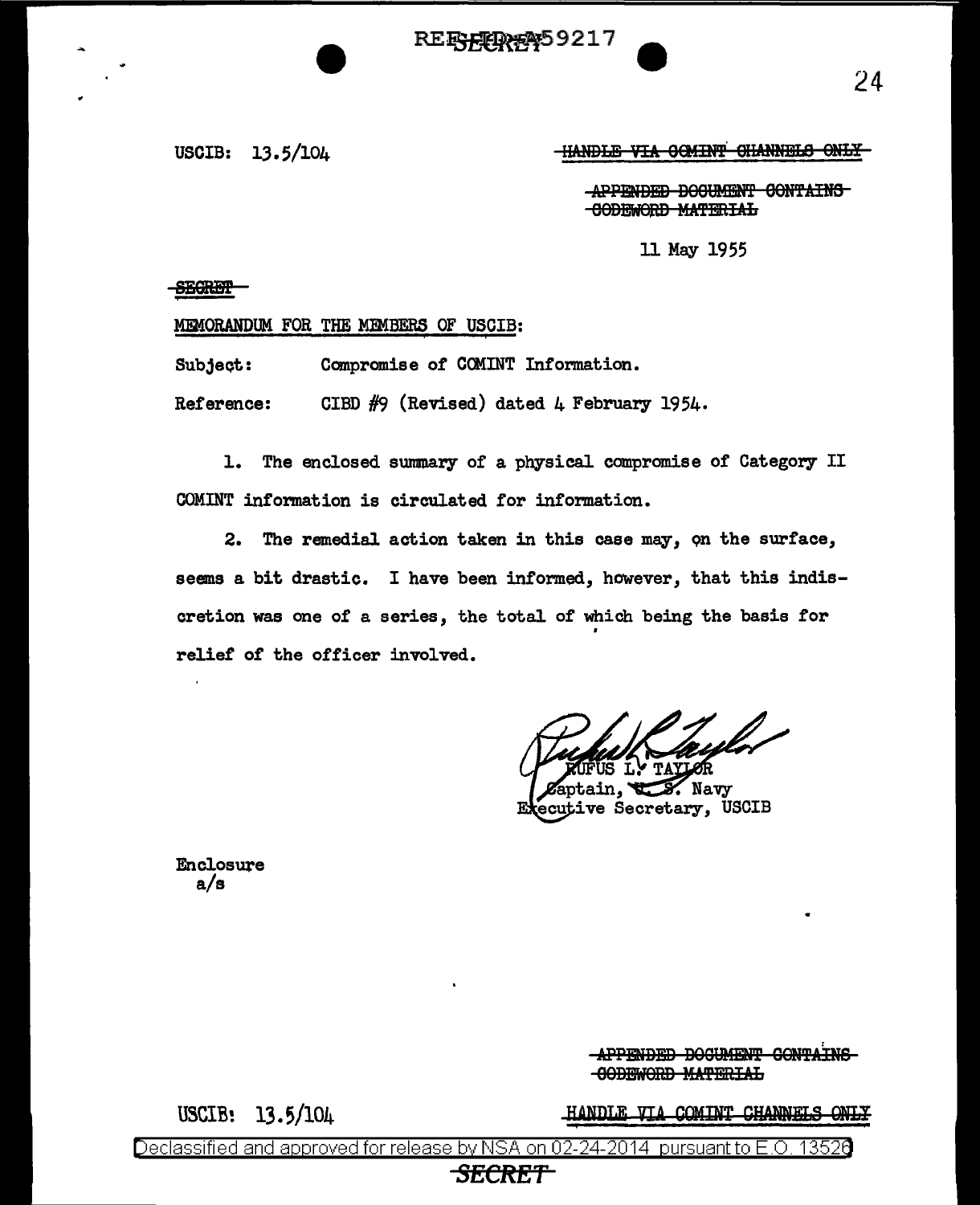REF ID:A59217

USCIB: 13.5/104

~~HANDLE VIA COMINT CHANNELS ONLY~~

~~APPENDED DOCUMENT CONTAINS CODEWORD MATERIAL~~

11 May 1955

~~SECRET~~

MEMORANDUM FOR THE MEMBERS OF USCIB:

Subject: Compromise of COMINT Information.

Reference: CIBD #9 (Revised) dated 4 February 1954.

1. The enclosed summary of a physical compromise of Category II COMINT information is circulated for information.

2. The remedial action taken in this case may, on the surface, seems a bit drastic. I have been informed, however, that this indiscretion was one of a series, the total of which being the basis for relief of the officer involved.

RUFUS L. TAYLOR
Captain, U. S. Navy
Executive Secretary, USCIB

Enclosure
a/s

~~APPENDED DOCUMENT CONTAINS CODEWORD MATERIAL~~

USCIB: 13.5/104

HANDLE VIA COMINT CHANNELS ONLY

Declassified and approved for release by NSA on 02-24-2014 pursuant to E.O. 13526

~~SECRET~~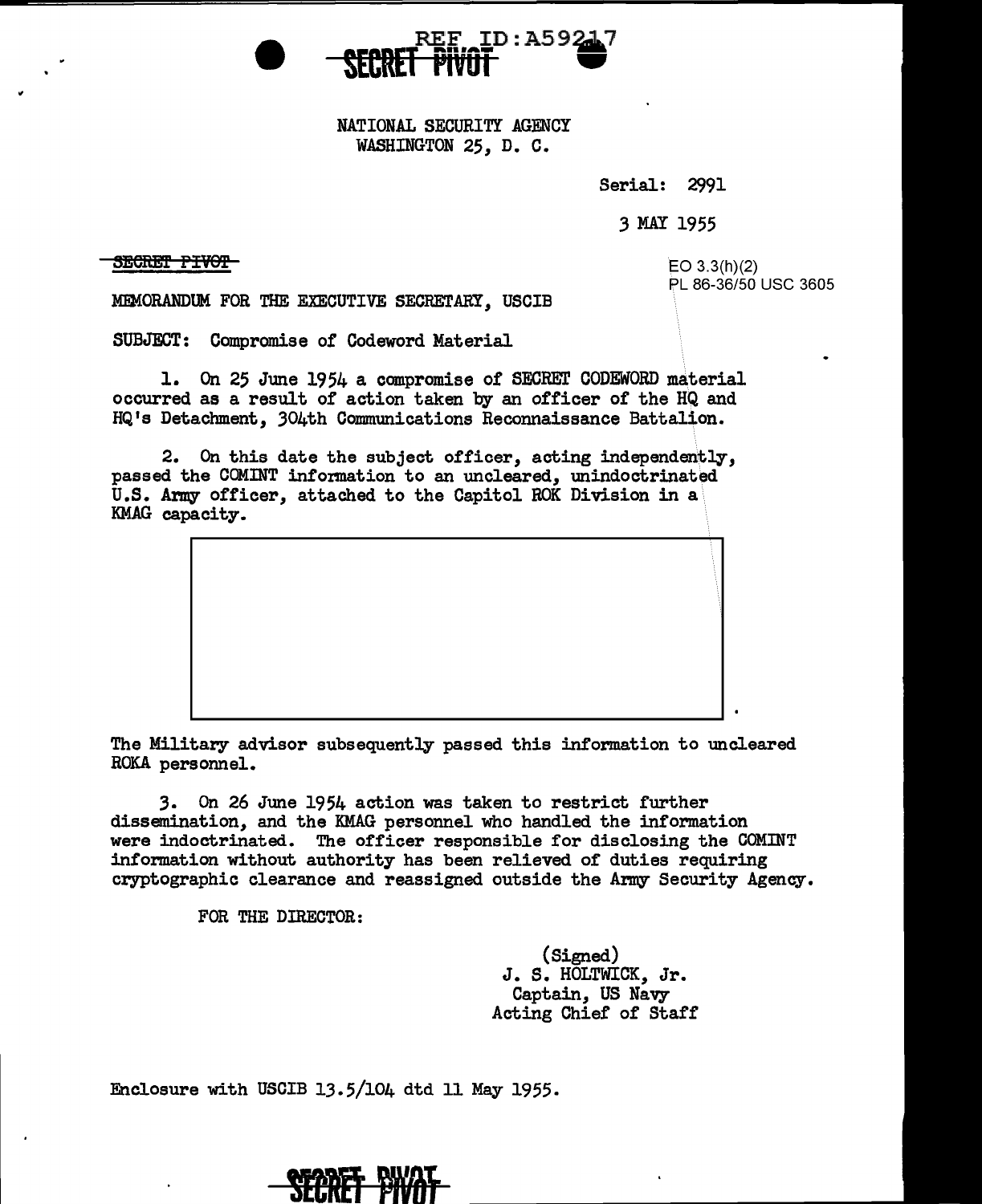REF ID:A59217

~~SECRET PIVOT~~

NATIONAL SECURITY AGENCY
WASHINGTON 25, D. C.

Serial: 2991

3 MAY 1955

~~SECRET PIVOT~~

EO 3.3(h)(2)
PL 86-36/50 USC 3605

MEMORANDUM FOR THE EXECUTIVE SECRETARY, USCIB

SUBJECT: Compromise of Codeword Material

1. On 25 June 1954 a compromise of SECRET CODEWORD material occurred as a result of action taken by an officer of the HQ and HQ's Detachment, 304th Communications Reconnaissance Battalion.

2. On this date the subject officer, acting independently, passed the COMINT information to an uncleared, unindoctrinated U.S. Army officer, attached to the Capitol ROK Division in a KMAG capacity.

The Military advisor subsequently passed this information to uncleared ROKA personnel.

3. On 26 June 1954 action was taken to restrict further dissemination, and the KMAG personnel who handled the information were indoctrinated. The officer responsible for disclosing the COMINT information without authority has been relieved of duties requiring cryptographic clearance and reassigned outside the Army Security Agency.

FOR THE DIRECTOR:

(Signed)
J. S. HOLTWICK, Jr.
Captain, US Navy
Acting Chief of Staff

Enclosure with USCIB 13.5/104 dtd 11 May 1955.

~~SECRET PIVOT~~